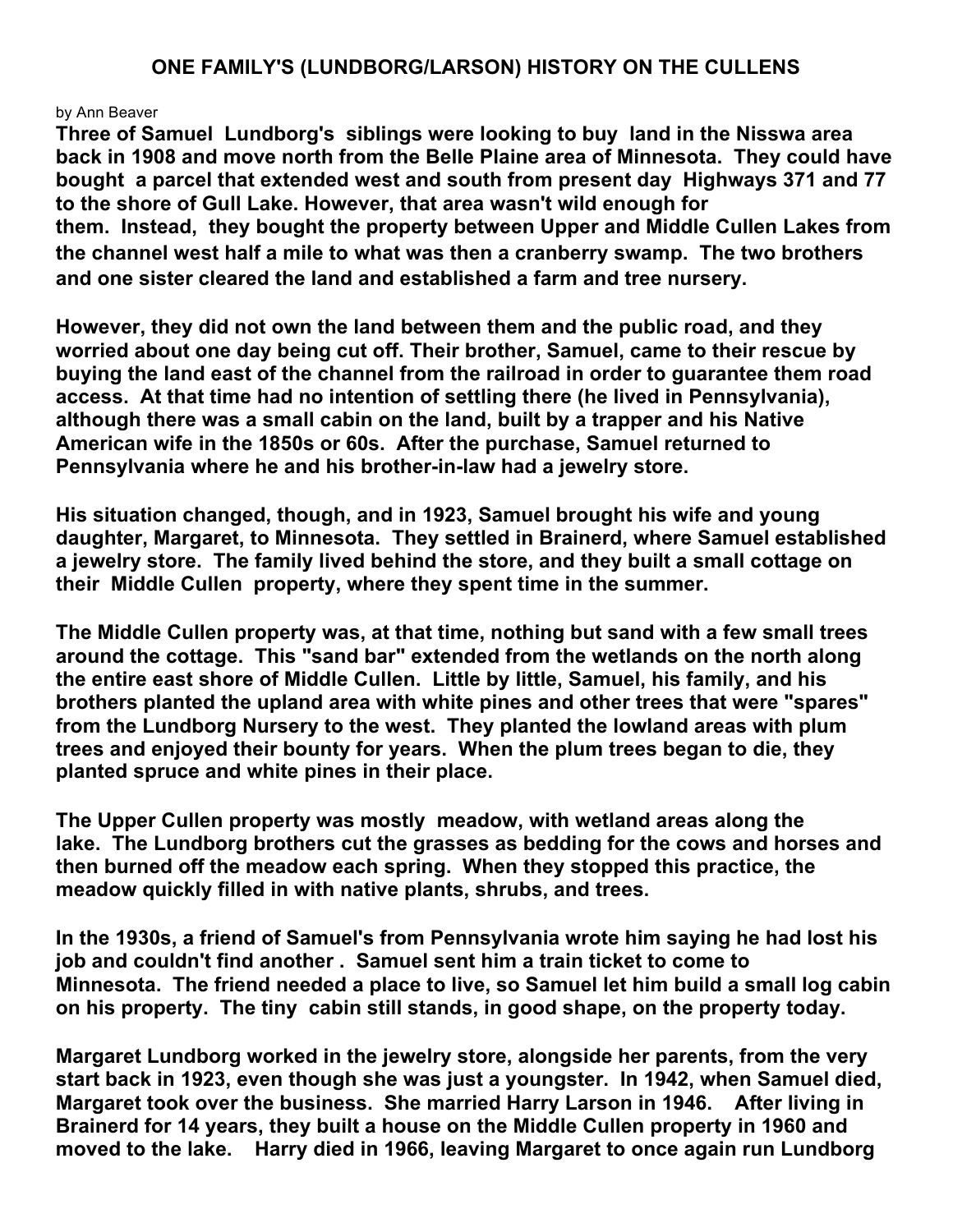# ONE FAMILY'S (LUNDBORG/LARSON) HISTORY ON THE CULLENS

by Ann Beaver

**Three of Samuel Lundborg's siblings were looking to buy land in the Nisswa area back in 1908 and move north from the Belle Plaine area of Minnesota. They could have bought a parcel that extended west and south from present day Highways 371 and 77 to the shore of Gull Lake. However, that area wasn't wild enough for them. Instead, they bought the property between Upper and Middle Cullen Lakes from the channel west half a mile to what was then a cranberry swamp. The two brothers and one sister cleared the land and established a farm and tree nursery.**

**However, they did not own the land between them and the public road, and they worried about one day being cut off. Their brother, Samuel, came to their rescue by buying the land east of the channel from the railroad in order to guarantee them road access. At that time had no intention of settling there (he lived in Pennsylvania), although there was a small cabin on the land, built by a trapper and his Native American wife in the 1850s or 60s. After the purchase, Samuel returned to Pennsylvania where he and his brother-in-law had a jewelry store.**

**His situation changed, though, and in 1923, Samuel brought his wife and young daughter, Margaret, to Minnesota. They settled in Brainerd, where Samuel established a jewelry store. The family lived behind the store, and they built a small cottage on their Middle Cullen property, where they spent time in the summer.**

**The Middle Cullen property was, at that time, nothing but sand with a few small trees around the cottage. This "sand bar" extended from the wetlands on the north along the entire east shore of Middle Cullen. Little by little, Samuel, his family, and his brothers planted the upland area with white pines and other trees that were "spares" from the Lundborg Nursery to the west. They planted the lowland areas with plum trees and enjoyed their bounty for years. When the plum trees began to die, they planted spruce and white pines in their place.**

**The Upper Cullen property was mostly meadow, with wetland areas along the lake. The Lundborg brothers cut the grasses as bedding for the cows and horses and then burned off the meadow each spring. When they stopped this practice, the meadow quickly filled in with native plants, shrubs, and trees.**

**In the 1930s, a friend of Samuel's from Pennsylvania wrote him saying he had lost his job and couldn't find another . Samuel sent him a train ticket to come to Minnesota. The friend needed a place to live, so Samuel let him build a small log cabin on his property. The tiny cabin still stands, in good shape, on the property today.**

**Margaret Lundborg worked in the jewelry store, alongside her parents, from the very start back in 1923, even though she was just a youngster. In 1942, when Samuel died, Margaret took over the business. She married Harry Larson in 1946. After living in Brainerd for 14 years, they built a house on the Middle Cullen property in 1960 and moved to the lake. Harry died in 1966, leaving Margaret to once again run Lundborg**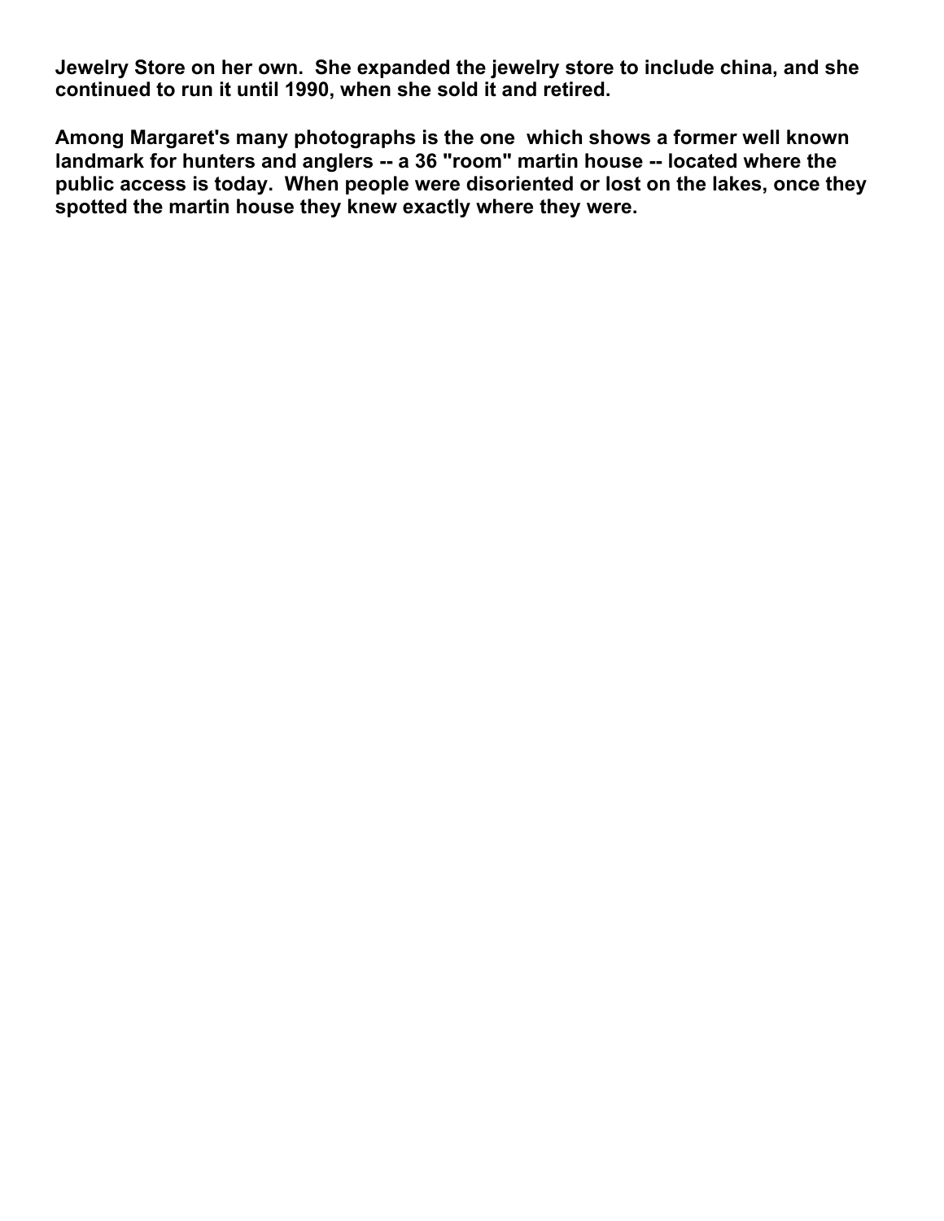**Jewelry Store on her own. She expanded the jewelry store to include china, and she continued to run it until 1990, when she sold it and retired.**

**Among Margaret's many photographs is the one which shows a former well known landmark for hunters and anglers -- a 36 "room" martin house -- located where the public access is today. When people were disoriented or lost on the lakes, once they spotted the martin house they knew exactly where they were.**